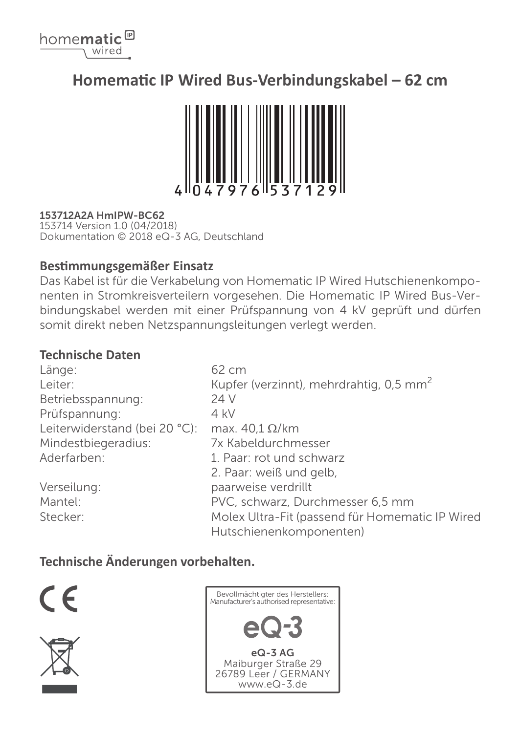homematic IP wired

# Homematic IP Wired Bus-Verbindungskabel – 62 cm

4 047976 537129

**153712A2A HmIPW-BC62**
153714 Version 1.0 (04/2018)
Dokumentation © 2018 eQ-3 AG, Deutschland

## Bestimmungsgemäßer Einsatz

Das Kabel ist für die Verkabelung von Homematic IP Wired Hutschienenkomponenten in Stromkreisverteilern vorgesehen. Die Homematic IP Wired Bus-Verbindungskabel werden mit einer Prüfspannung von 4 kV geprüft und dürfen somit direkt neben Netzspannungsleitungen verlegt werden.

## Technische Daten

| | |
|---|---|
| Länge: | 62 cm |
| Leiter: | Kupfer (verzinnt), mehrdrahtig, 0,5 $mm^2$ |
| Betriebsspannung: | 24 V |
| Prüfspannung: | 4 kV |
| Leiterwiderstand (bei 20 °C): | max. 40,1 Ω/km |
| Mindestbiegeradius: | 7x Kabeldurchmesser |
| Aderfarben: | 1. Paar: rot und schwarz<br>2. Paar: weiß und gelb, |
| Verseilung: | paarweise verdrillt |
| Mantel: | PVC, schwarz, Durchmesser 6,5 mm |
| Stecker: | Molex Ultra-Fit (passend für Homematic IP Wired Hutschienenkomponenten) |

**Technische Änderungen vorbehalten.**

Bevollmächtigter des Herstellers:
Manufacturer's authorised representative:

eQ-3

**eQ-3 AG**
Maiburger Straße 29
26789 Leer / GERMANY
www.eQ-3.de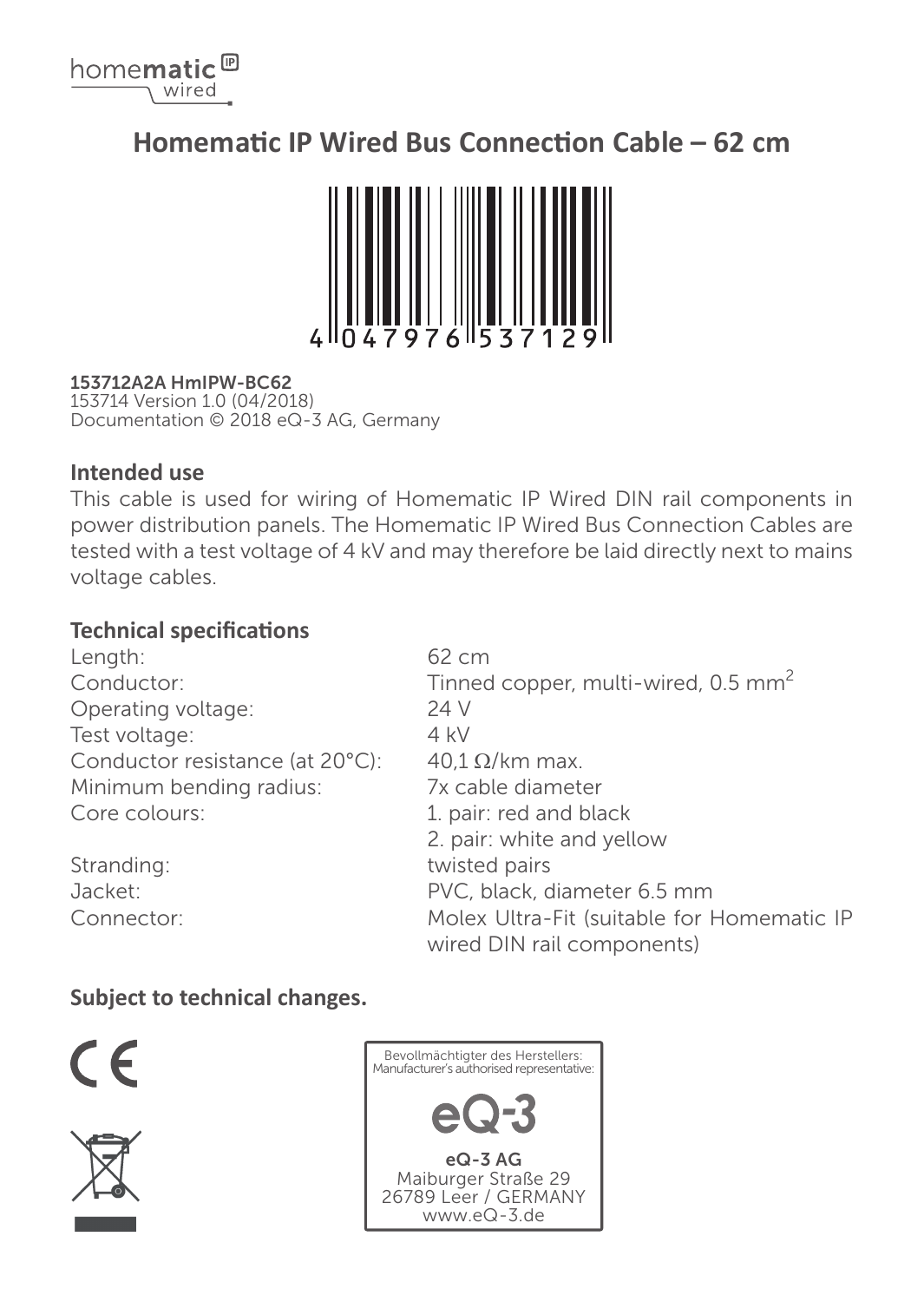homematic IP wired

# Homematic IP Wired Bus Connection Cable – 62 cm

4 047976 537129

**153712A2A HmIPW-BC62**
153714 Version 1.0 (04/2018)
Documentation © 2018 eQ-3 AG, Germany

## Intended use

This cable is used for wiring of Homematic IP Wired DIN rail components in power distribution panels. The Homematic IP Wired Bus Connection Cables are tested with a test voltage of 4 kV and may therefore be laid directly next to mains voltage cables.

## Technical specifications

| | |
|---|---|
| Length: | 62 cm |
| Conductor: | Tinned copper, multi-wired, 0.5 $mm^2$ |
| Operating voltage: | 24 V |
| Test voltage: | 4 kV |
| Conductor resistance (at 20°C): | 40,1 Ω/km max. |
| Minimum bending radius: | 7x cable diameter |
| Core colours: | 1. pair: red and black<br>2. pair: white and yellow |
| Stranding: | twisted pairs |
| Jacket: | PVC, black, diameter 6.5 mm |
| Connector: | Molex Ultra-Fit (suitable for Homematic IP wired DIN rail components) |

**Subject to technical changes.**

Bevollmächtigter des Herstellers:
Manufacturer's authorised representative:

eQ-3

**eQ-3 AG**
Maiburger Straße 29
26789 Leer / GERMANY
www.eQ-3.de